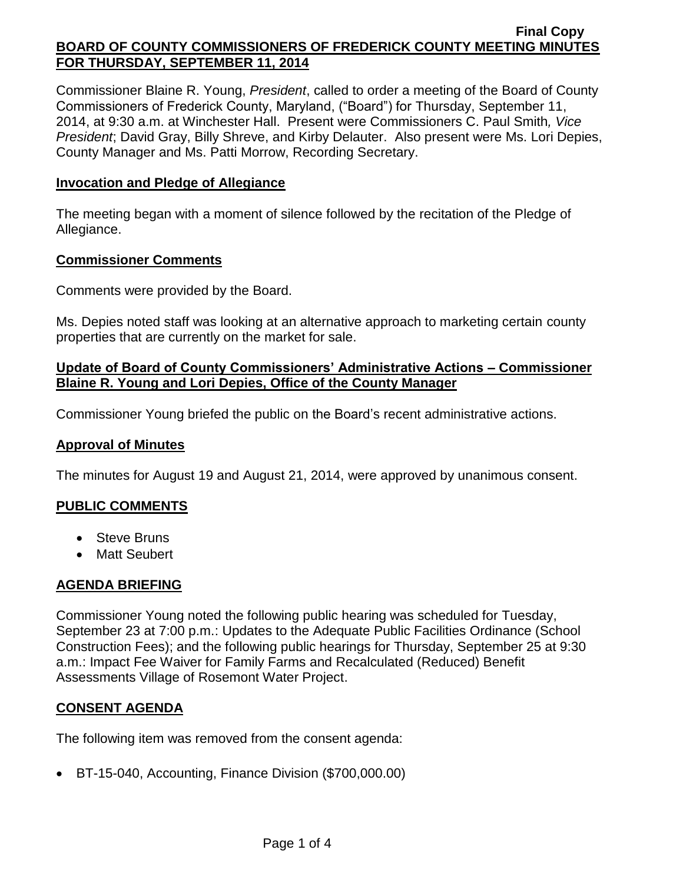**Final Copy**

# BOARD OF COUNTY COMMISSIONERS OF FREDERICK COUNTY MEETING MINUTES FOR THURSDAY, SEPTEMBER 11, 2014

Commissioner Blaine R. Young, *President*, called to order a meeting of the Board of County Commissioners of Frederick County, Maryland, ("Board") for Thursday, September 11, 2014, at 9:30 a.m. at Winchester Hall. Present were Commissioners C. Paul Smith*, Vice President*; David Gray, Billy Shreve, and Kirby Delauter. Also present were Ms. Lori Depies, County Manager and Ms. Patti Morrow, Recording Secretary.

## Invocation and Pledge of Allegiance

The meeting began with a moment of silence followed by the recitation of the Pledge of Allegiance.

## Commissioner Comments

Comments were provided by the Board.

Ms. Depies noted staff was looking at an alternative approach to marketing certain county properties that are currently on the market for sale.

## Update of Board of County Commissioners' Administrative Actions – Commissioner Blaine R. Young and Lori Depies, Office of the County Manager

Commissioner Young briefed the public on the Board's recent administrative actions.

## Approval of Minutes

The minutes for August 19 and August 21, 2014, were approved by unanimous consent.

## PUBLIC COMMENTS

- Steve Bruns
- Matt Seubert

## AGENDA BRIEFING

Commissioner Young noted the following public hearing was scheduled for Tuesday, September 23 at 7:00 p.m.: Updates to the Adequate Public Facilities Ordinance (School Construction Fees); and the following public hearings for Thursday, September 25 at 9:30 a.m.: Impact Fee Waiver for Family Farms and Recalculated (Reduced) Benefit Assessments Village of Rosemont Water Project.

## CONSENT AGENDA

The following item was removed from the consent agenda:

- BT-15-040, Accounting, Finance Division ($700,000.00)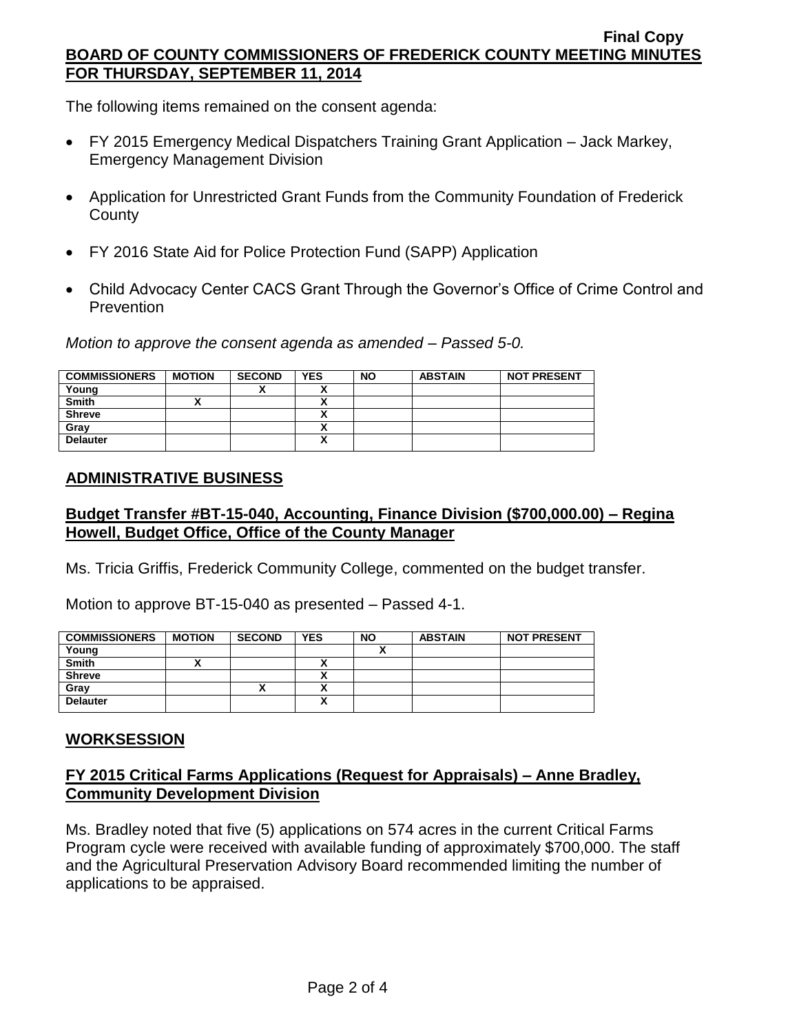The following items remained on the consent agenda:

- FY 2015 Emergency Medical Dispatchers Training Grant Application – Jack Markey, Emergency Management Division
- Application for Unrestricted Grant Funds from the Community Foundation of Frederick County
- FY 2016 State Aid for Police Protection Fund (SAPP) Application
- Child Advocacy Center CACS Grant Through the Governor's Office of Crime Control and Prevention

*Motion to approve the consent agenda as amended – Passed 5-0.*

| COMMISSIONERS | MOTION | SECOND | YES | NO | ABSTAIN | NOT PRESENT |
|---|---|---|---|---|---|---|
| Young | | X | X | | | |
| Smith | X | | X | | | |
| Shreve | | | X | | | |
| Gray | | | X | | | |
| Delauter | | | X | | | |

## ADMINISTRATIVE BUSINESS

### Budget Transfer #BT-15-040, Accounting, Finance Division ($700,000.00) – Regina Howell, Budget Office, Office of the County Manager

Ms. Tricia Griffis, Frederick Community College, commented on the budget transfer.

Motion to approve BT-15-040 as presented – Passed 4-1.

| COMMISSIONERS | MOTION | SECOND | YES | NO | ABSTAIN | NOT PRESENT |
|---|---|---|---|---|---|---|
| Young | | | | X | | |
| Smith | X | | X | | | |
| Shreve | | | X | | | |
| Gray | | X | X | | | |
| Delauter | | | X | | | |

## WORKSESSION

### FY 2015 Critical Farms Applications (Request for Appraisals) – Anne Bradley, Community Development Division

Ms. Bradley noted that five (5) applications on 574 acres in the current Critical Farms Program cycle were received with available funding of approximately $700,000. The staff and the Agricultural Preservation Advisory Board recommended limiting the number of applications to be appraised.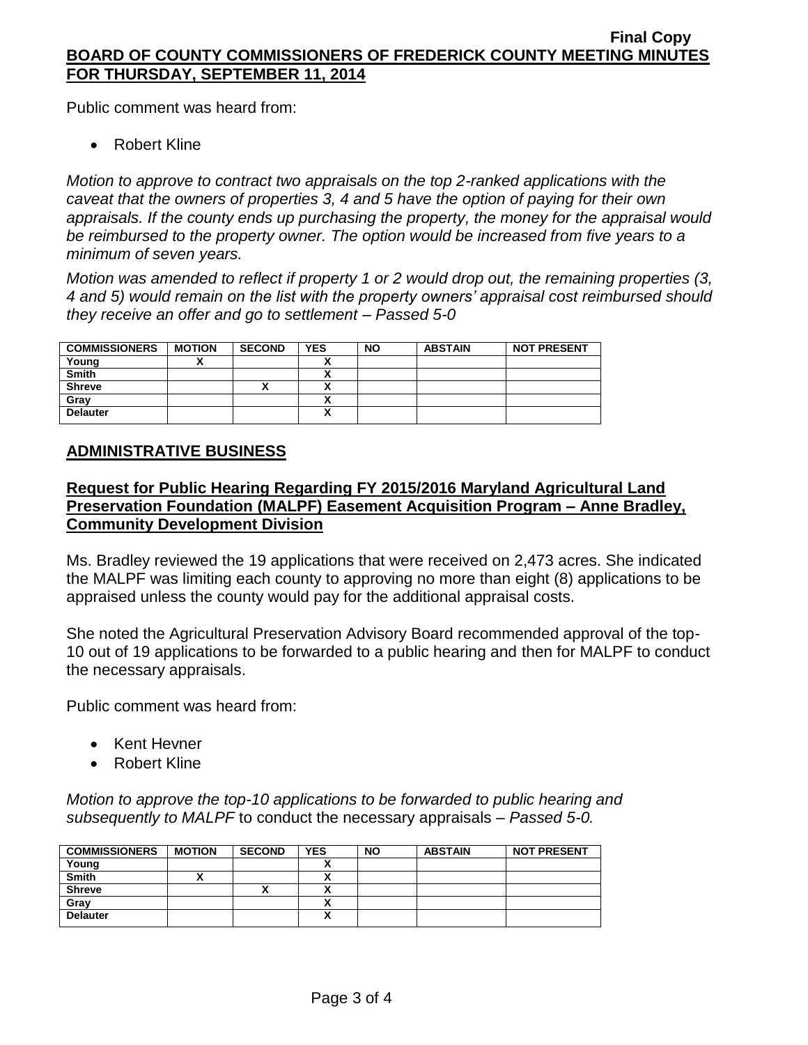Public comment was heard from:

- Robert Kline

*Motion to approve to contract two appraisals on the top 2-ranked applications with the caveat that the owners of properties 3, 4 and 5 have the option of paying for their own appraisals. If the county ends up purchasing the property, the money for the appraisal would be reimbursed to the property owner. The option would be increased from five years to a minimum of seven years.*

*Motion was amended to reflect if property 1 or 2 would drop out, the remaining properties (3, 4 and 5) would remain on the list with the property owners' appraisal cost reimbursed should they receive an offer and go to settlement – Passed 5-0*

| COMMISSIONERS | MOTION | SECOND | YES | NO | ABSTAIN | NOT PRESENT |
|---|---|---|---|---|---|---|
| Young | X | | X | | | |
| Smith | | | X | | | |
| Shreve | | X | X | | | |
| Gray | | | X | | | |
| Delauter | | | X | | | |

## ADMINISTRATIVE BUSINESS

### Request for Public Hearing Regarding FY 2015/2016 Maryland Agricultural Land Preservation Foundation (MALPF) Easement Acquisition Program – Anne Bradley, Community Development Division

Ms. Bradley reviewed the 19 applications that were received on 2,473 acres. She indicated the MALPF was limiting each county to approving no more than eight (8) applications to be appraised unless the county would pay for the additional appraisal costs.

She noted the Agricultural Preservation Advisory Board recommended approval of the top-10 out of 19 applications to be forwarded to a public hearing and then for MALPF to conduct the necessary appraisals.

Public comment was heard from:

- Kent Hevner
- Robert Kline

*Motion to approve the top-10 applications to be forwarded to public hearing and subsequently to MALPF* to conduct the necessary appraisals – *Passed 5-0.*

| COMMISSIONERS | MOTION | SECOND | YES | NO | ABSTAIN | NOT PRESENT |
|---|---|---|---|---|---|---|
| Young | | | X | | | |
| Smith | X | | X | | | |
| Shreve | | X | X | | | |
| Gray | | | X | | | |
| Delauter | | | X | | | |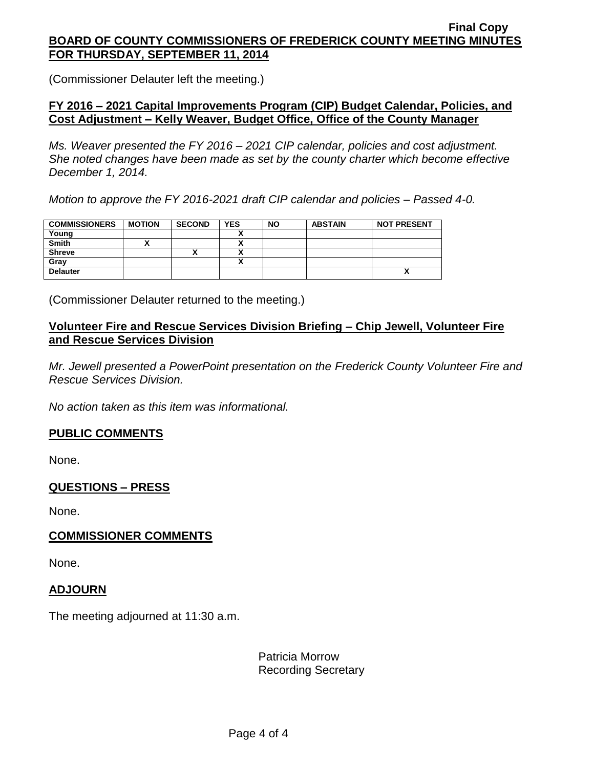(Commissioner Delauter left the meeting.)

**FY 2016 – 2021 Capital Improvements Program (CIP) Budget Calendar, Policies, and Cost Adjustment – Kelly Weaver, Budget Office, Office of the County Manager**

*Ms. Weaver presented the FY 2016 – 2021 CIP calendar, policies and cost adjustment. She noted changes have been made as set by the county charter which become effective December 1, 2014.*

*Motion to approve the FY 2016-2021 draft CIP calendar and policies – Passed 4-0.*

| COMMISSIONERS | MOTION | SECOND | YES | NO | ABSTAIN | NOT PRESENT |
|---|---|---|---|---|---|---|
| Young | | | X | | | |
| Smith | X | | X | | | |
| Shreve | | X | X | | | |
| Gray | | | X | | | |
| Delauter | | | | | | X |

(Commissioner Delauter returned to the meeting.)

**Volunteer Fire and Rescue Services Division Briefing – Chip Jewell, Volunteer Fire and Rescue Services Division**

*Mr. Jewell presented a PowerPoint presentation on the Frederick County Volunteer Fire and Rescue Services Division.*

*No action taken as this item was informational.*

**PUBLIC COMMENTS**

None.

**QUESTIONS – PRESS**

None.

**COMMISSIONER COMMENTS**

None.

**ADJOURN**

The meeting adjourned at 11:30 a.m.

Patricia Morrow
Recording Secretary